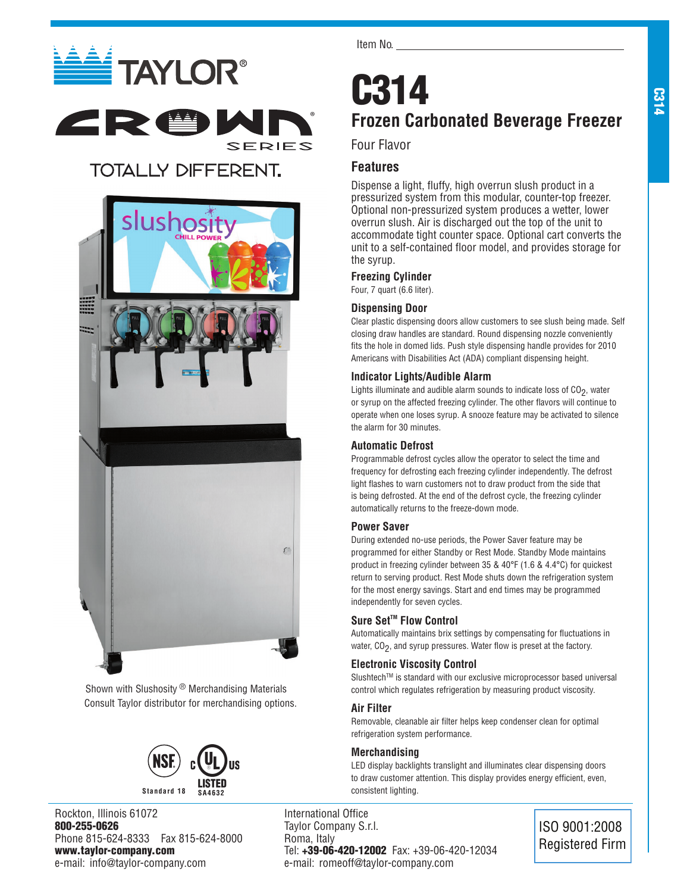TAYLOR®

CROWN® SERIES

TOTALLY DIFFERENT.

Item No. ____________________

# C314

## Frozen Carbonated Beverage Freezer

Four Flavor

### Features

Dispense a light, fluffy, high overrun slush product in a pressurized system from this modular, counter-top freezer. Optional non-pressurized system produces a wetter, lower overrun slush. Air is discharged out the top of the unit to accommodate tight counter space. Optional cart converts the unit to a self-contained floor model, and provides storage for the syrup.

#### Freezing Cylinder

Four, 7 quart (6.6 liter).

#### Dispensing Door

Clear plastic dispensing doors allow customers to see slush being made. Self closing draw handles are standard. Round dispensing nozzle conveniently fits the hole in domed lids. Push style dispensing handle provides for 2010 Americans with Disabilities Act (ADA) compliant dispensing height.

#### Indicator Lights/Audible Alarm

Lights illuminate and audible alarm sounds to indicate loss of $CO_2$, water or syrup on the affected freezing cylinder. The other flavors will continue to operate when one loses syrup. A snooze feature may be activated to silence the alarm for 30 minutes.

#### Automatic Defrost

Programmable defrost cycles allow the operator to select the time and frequency for defrosting each freezing cylinder independently. The defrost light flashes to warn customers not to draw product from the side that is being defrosted. At the end of the defrost cycle, the freezing cylinder automatically returns to the freeze-down mode.

#### Power Saver

During extended no-use periods, the Power Saver feature may be programmed for either Standby or Rest Mode. Standby Mode maintains product in freezing cylinder between 35 & 40°F (1.6 & 4.4°C) for quickest return to serving product. Rest Mode shuts down the refrigeration system for the most energy savings. Start and end times may be programmed independently for seven cycles.

#### Sure Set™ Flow Control

Automatically maintains brix settings by compensating for fluctuations in water, $CO_2$, and syrup pressures. Water flow is preset at the factory.

#### Electronic Viscosity Control

Slushtech™ is standard with our exclusive microprocessor based universal control which regulates refrigeration by measuring product viscosity.

#### Air Filter

Removable, cleanable air filter helps keep condenser clean for optimal refrigeration system performance.

#### Merchandising

LED display backlights translight and illuminates clear dispensing doors to draw customer attention. This display provides energy efficient, even, consistent lighting.

Shown with Slushosity® Merchandising Materials
Consult Taylor distributor for merchandising options.

NSF Standard 18 &nbsp;&nbsp; c UL us LISTED SA4632

Rockton, Illinois 61072
**800-255-0626**
Phone 815-624-8333 Fax 815-624-8000
**www.taylor-company.com**
e-mail: info@taylor-company.com

International Office
Taylor Company S.r.l.
Roma, Italy
Tel: **+39-06-420-12002** Fax: +39-06-420-12034
e-mail: romeoff@taylor-company.com

ISO 9001:2008
Registered Firm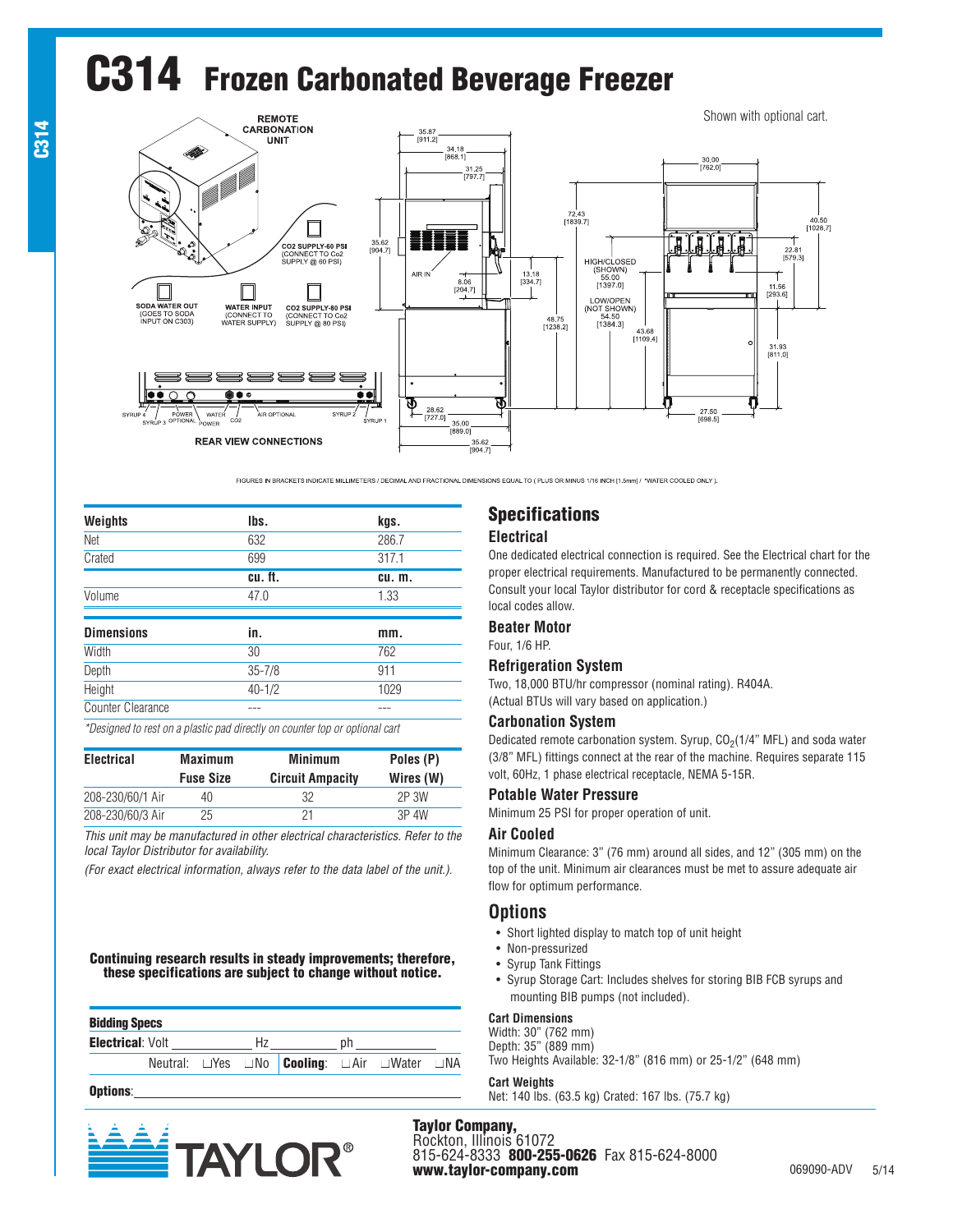# C314 Frozen Carbonated Beverage Freezer

Shown with optional cart.

REMOTE CARBONATION UNIT

CO2 SUPPLY-60 PSI (CONNECT TO Co2 SUPPLY @ 60 PSI)

SODA WATER OUT (GOES TO SODA INPUT ON C303)

WATER INPUT (CONNECT TO WATER SUPPLY)

CO2 SUPPLY-80 PSI (CONNECT TO Co2 SUPPLY @ 80 PSI)

REAR VIEW CONNECTIONS

SYRUP 4 SYRUP 3 POWER OPTIONAL POWER WATER CO2 AIR OPTIONAL SYRUP 2 SYRUP 1

35.87 [911.2] 34.18 [868.1] 31.25 [797.7] 35.62 [904.7] AIR IN 8.06 [204.7] 13.18 [334.7] 72.43 [1839.7] 48.75 [1238.2] 28.62 [727.0] 35.00 [889.0] 35.62 [904.7]

HIGH/CLOSED (SHOWN) 55.00 [1397.0] LOW/OPEN (NOT SHOWN) 54.50 [1384.3] 43.68 [1109.4]

30.00 [762.0] 40.50 [1028.7] 22.81 [579.3] 11.56 [293.6] 31.93 [811.0] 27.50 [698.5]

FIGURES IN BRACKETS INDICATE MILLIMETERS / DECIMAL AND FRACTIONAL DIMENSIONS EQUAL TO ( PLUS OR MINUS 1/16 INCH [1.5mm] / *WATER COOLED ONLY ).

| Weights | lbs. | kgs. |
|---|---|---|
| Net | 632 | 286.7 |
| Crated | 699 | 317.1 |
| | cu. ft. | cu. m. |
| Volume | 47.0 | 1.33 |

| Dimensions | in. | mm. |
|---|---|---|
| Width | 30 | 762 |
| Depth | 35-7/8 | 911 |
| Height | 40-1/2 | 1029 |
| Counter Clearance | --- | --- |

*Designed to rest on a plastic pad directly on counter top or optional cart*

| Electrical | Maximum Fuse Size | Minimum Circuit Ampacity | Poles (P) Wires (W) |
|---|---|---|---|
| 208-230/60/1 Air | 40 | 32 | 2P 3W |
| 208-230/60/3 Air | 25 | 21 | 3P 4W |

*This unit may be manufactured in other electrical characteristics. Refer to the local Taylor Distributor for availability.*

*(For exact electrical information, always refer to the data label of the unit.).*

**Continuing research results in steady improvements; therefore, these specifications are subject to change without notice.**

**Bidding Specs**

**Electrical**: Volt ________ Hz ________ ph ________

Neutral: ☐Yes ☐No | **Cooling**: ☐Air ☐Water ☐NA

**Options**: ____________________

## Specifications

### Electrical

One dedicated electrical connection is required. See the Electrical chart for the proper electrical requirements. Manufactured to be permanently connected. Consult your local Taylor distributor for cord & receptacle specifications as local codes allow.

### Beater Motor

Four, 1/6 HP.

### Refrigeration System

Two, 18,000 BTU/hr compressor (nominal rating). R404A. (Actual BTUs will vary based on application.)

### Carbonation System

Dedicated remote carbonation system. Syrup, $CO_2$(1/4" MFL) and soda water (3/8" MFL) fittings connect at the rear of the machine. Requires separate 115 volt, 60Hz, 1 phase electrical receptacle, NEMA 5-15R.

### Potable Water Pressure

Minimum 25 PSI for proper operation of unit.

### Air Cooled

Minimum Clearance: 3" (76 mm) around all sides, and 12" (305 mm) on the top of the unit. Minimum air clearances must be met to assure adequate air flow for optimum performance.

## Options

- Short lighted display to match top of unit height
- Non-pressurized
- Syrup Tank Fittings
- Syrup Storage Cart: Includes shelves for storing BIB FCB syrups and mounting BIB pumps (not included).

**Cart Dimensions**

Width: 30" (762 mm)
Depth: 35" (889 mm)
Two Heights Available: 32-1/8" (816 mm) or 25-1/2" (648 mm)

**Cart Weights**

Net: 140 lbs. (63.5 kg) Crated: 167 lbs. (75.7 kg)

TAYLOR®

**Taylor Company,**
Rockton, Illinois 61072
815-624-8333 **800-255-0626** Fax 815-624-8000
**www.taylor-company.com**

069090-ADV 5/14